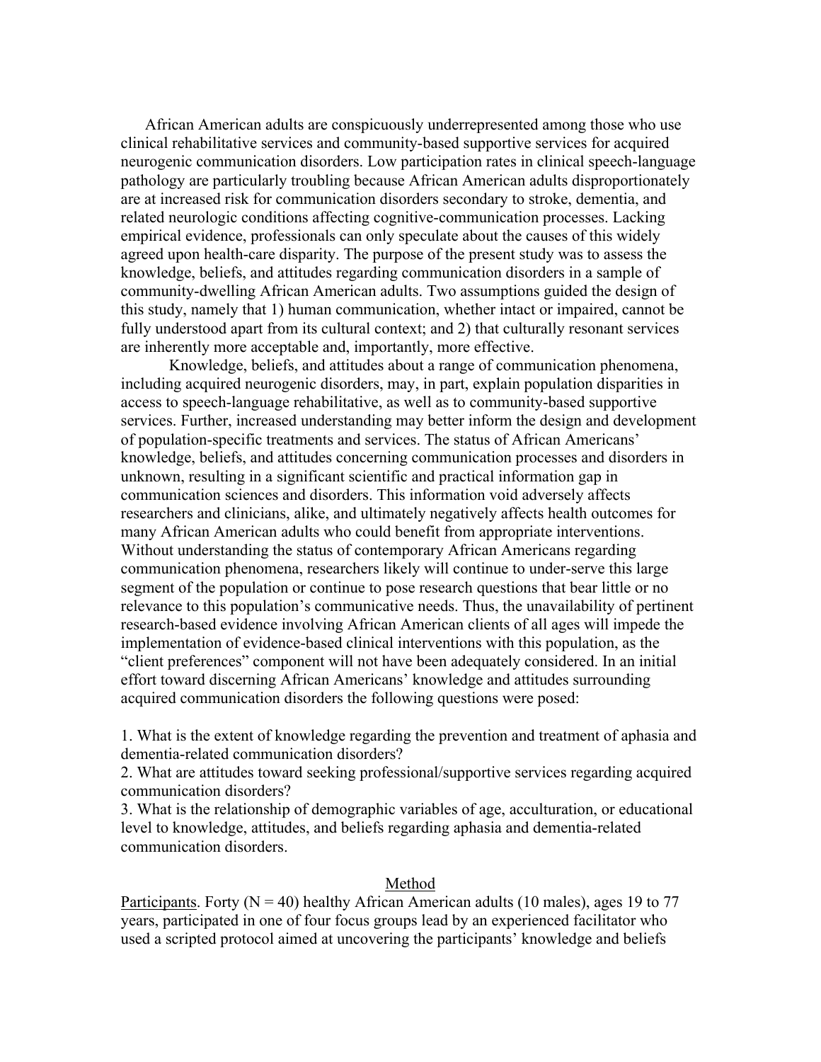African American adults are conspicuously underrepresented among those who use clinical rehabilitative services and community-based supportive services for acquired neurogenic communication disorders. Low participation rates in clinical speech-language pathology are particularly troubling because African American adults disproportionately are at increased risk for communication disorders secondary to stroke, dementia, and related neurologic conditions affecting cognitive-communication processes. Lacking empirical evidence, professionals can only speculate about the causes of this widely agreed upon health-care disparity. The purpose of the present study was to assess the knowledge, beliefs, and attitudes regarding communication disorders in a sample of community-dwelling African American adults. Two assumptions guided the design of this study, namely that 1) human communication, whether intact or impaired, cannot be fully understood apart from its cultural context; and 2) that culturally resonant services are inherently more acceptable and, importantly, more effective.

Knowledge, beliefs, and attitudes about a range of communication phenomena, including acquired neurogenic disorders, may, in part, explain population disparities in access to speech-language rehabilitative, as well as to community-based supportive services. Further, increased understanding may better inform the design and development of population-specific treatments and services. The status of African Americans' knowledge, beliefs, and attitudes concerning communication processes and disorders in unknown, resulting in a significant scientific and practical information gap in communication sciences and disorders. This information void adversely affects researchers and clinicians, alike, and ultimately negatively affects health outcomes for many African American adults who could benefit from appropriate interventions. Without understanding the status of contemporary African Americans regarding communication phenomena, researchers likely will continue to under-serve this large segment of the population or continue to pose research questions that bear little or no relevance to this population's communicative needs. Thus, the unavailability of pertinent research-based evidence involving African American clients of all ages will impede the implementation of evidence-based clinical interventions with this population, as the "client preferences" component will not have been adequately considered. In an initial effort toward discerning African Americans' knowledge and attitudes surrounding acquired communication disorders the following questions were posed:

1. What is the extent of knowledge regarding the prevention and treatment of aphasia and dementia-related communication disorders?
2. What are attitudes toward seeking professional/supportive services regarding acquired communication disorders?
3. What is the relationship of demographic variables of age, acculturation, or educational level to knowledge, attitudes, and beliefs regarding aphasia and dementia-related communication disorders.

## Method

Participants. Forty (N = 40) healthy African American adults (10 males), ages 19 to 77 years, participated in one of four focus groups lead by an experienced facilitator who used a scripted protocol aimed at uncovering the participants' knowledge and beliefs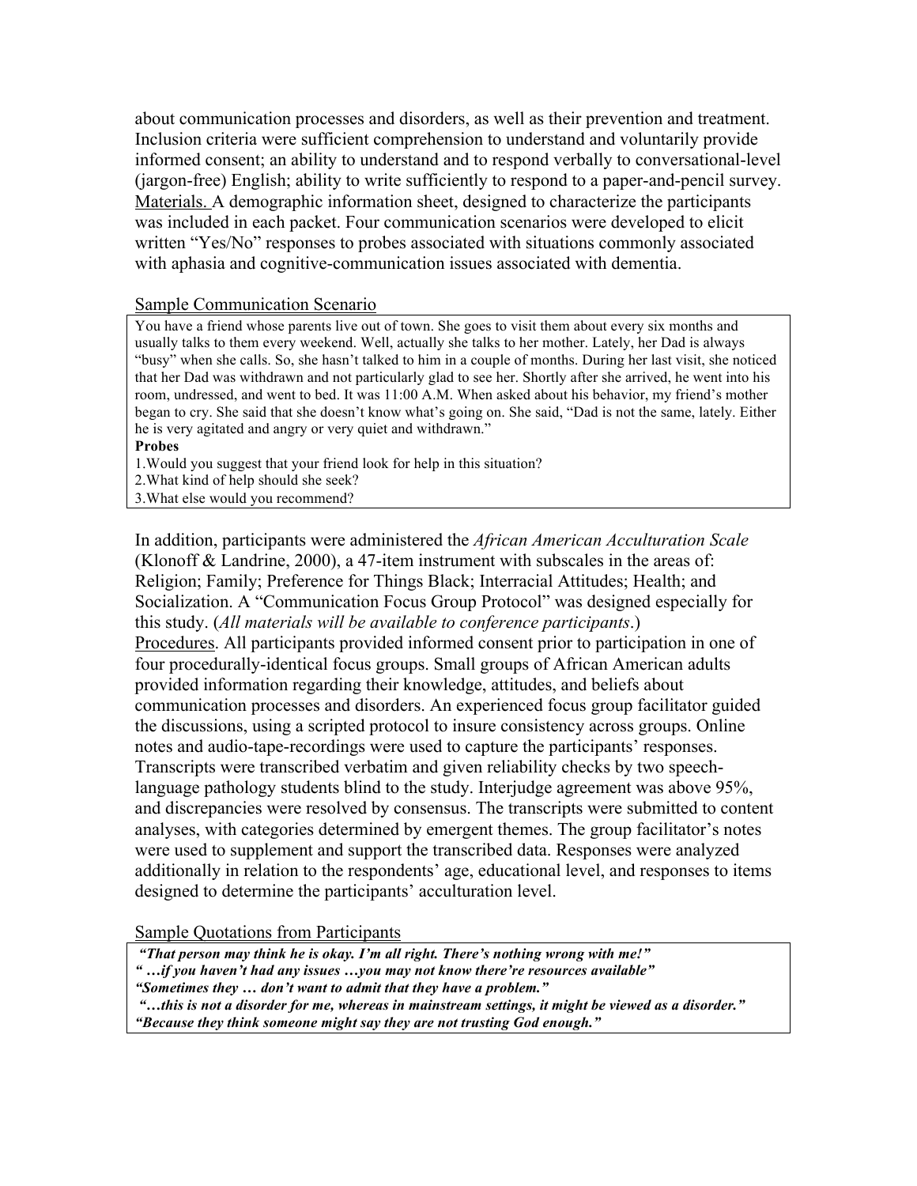about communication processes and disorders, as well as their prevention and treatment. Inclusion criteria were sufficient comprehension to understand and voluntarily provide informed consent; an ability to understand and to respond verbally to conversational-level (jargon-free) English; ability to write sufficiently to respond to a paper-and-pencil survey. Materials. A demographic information sheet, designed to characterize the participants was included in each packet. Four communication scenarios were developed to elicit written "Yes/No" responses to probes associated with situations commonly associated with aphasia and cognitive-communication issues associated with dementia.

Sample Communication Scenario

> You have a friend whose parents live out of town. She goes to visit them about every six months and usually talks to them every weekend. Well, actually she talks to her mother. Lately, her Dad is always "busy" when she calls. So, she hasn't talked to him in a couple of months. During her last visit, she noticed that her Dad was withdrawn and not particularly glad to see her. Shortly after she arrived, he went into his room, undressed, and went to bed. It was 11:00 A.M. When asked about his behavior, my friend's mother began to cry. She said that she doesn't know what's going on. She said, "Dad is not the same, lately. Either he is very agitated and angry or very quiet and withdrawn."
>
> **Probes**
>
> 1. Would you suggest that your friend look for help in this situation?
> 2. What kind of help should she seek?
> 3. What else would you recommend?

In addition, participants were administered the *African American Acculturation Scale* (Klonoff & Landrine, 2000), a 47-item instrument with subscales in the areas of: Religion; Family; Preference for Things Black; Interracial Attitudes; Health; and Socialization. A "Communication Focus Group Protocol" was designed especially for this study. (*All materials will be available to conference participants*.)

Procedures. All participants provided informed consent prior to participation in one of four procedurally-identical focus groups. Small groups of African American adults provided information regarding their knowledge, attitudes, and beliefs about communication processes and disorders. An experienced focus group facilitator guided the discussions, using a scripted protocol to insure consistency across groups. Online notes and audio-tape-recordings were used to capture the participants' responses. Transcripts were transcribed verbatim and given reliability checks by two speech-language pathology students blind to the study. Interjudge agreement was above 95%, and discrepancies were resolved by consensus. The transcripts were submitted to content analyses, with categories determined by emergent themes. The group facilitator's notes were used to supplement and support the transcribed data. Responses were analyzed additionally in relation to the respondents' age, educational level, and responses to items designed to determine the participants' acculturation level.

Sample Quotations from Participants

> ***"That person may think he is okay. I'm all right. There's nothing wrong with me!"***
>
> ***" …if you haven't had any issues …you may not know there're resources available"***
>
> ***"Sometimes they … don't want to admit that they have a problem."***
>
> ***"…this is not a disorder for me, whereas in mainstream settings, it might be viewed as a disorder."***
>
> ***"Because they think someone might say they are not trusting God enough."***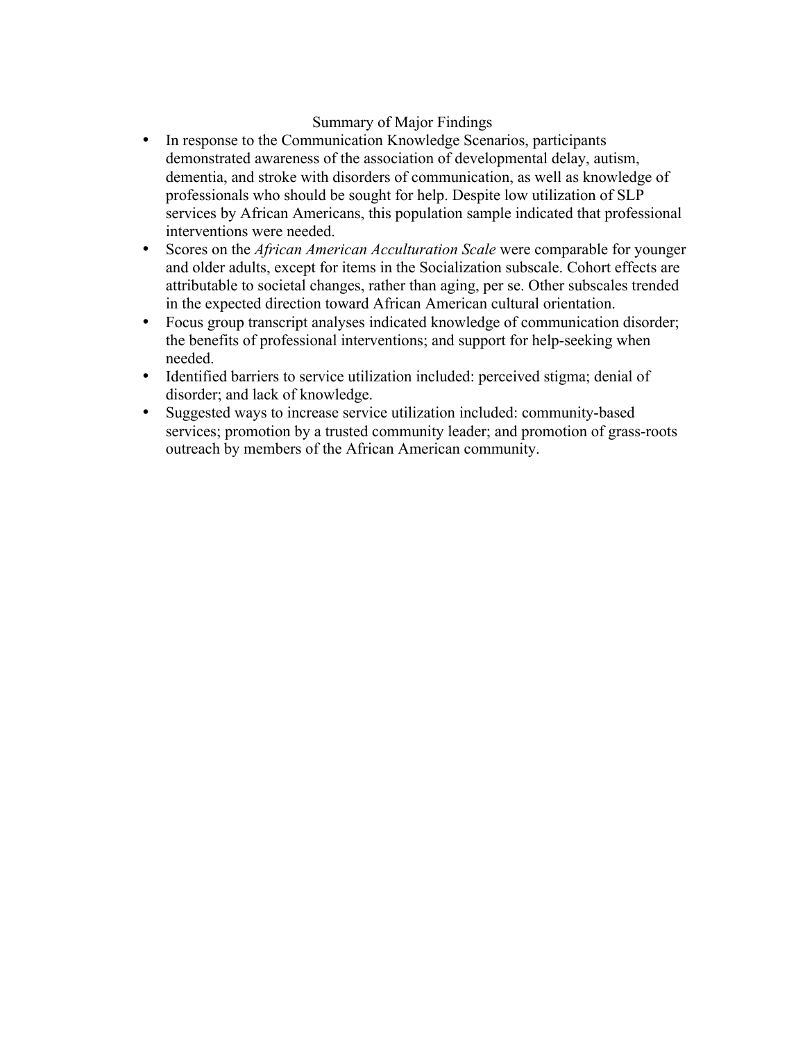## Summary of Major Findings

- In response to the Communication Knowledge Scenarios, participants demonstrated awareness of the association of developmental delay, autism, dementia, and stroke with disorders of communication, as well as knowledge of professionals who should be sought for help. Despite low utilization of SLP services by African Americans, this population sample indicated that professional interventions were needed.
- Scores on the *African American Acculturation Scale* were comparable for younger and older adults, except for items in the Socialization subscale. Cohort effects are attributable to societal changes, rather than aging, per se. Other subscales trended in the expected direction toward African American cultural orientation.
- Focus group transcript analyses indicated knowledge of communication disorder; the benefits of professional interventions; and support for help-seeking when needed.
- Identified barriers to service utilization included: perceived stigma; denial of disorder; and lack of knowledge.
- Suggested ways to increase service utilization included: community-based services; promotion by a trusted community leader; and promotion of grass-roots outreach by members of the African American community.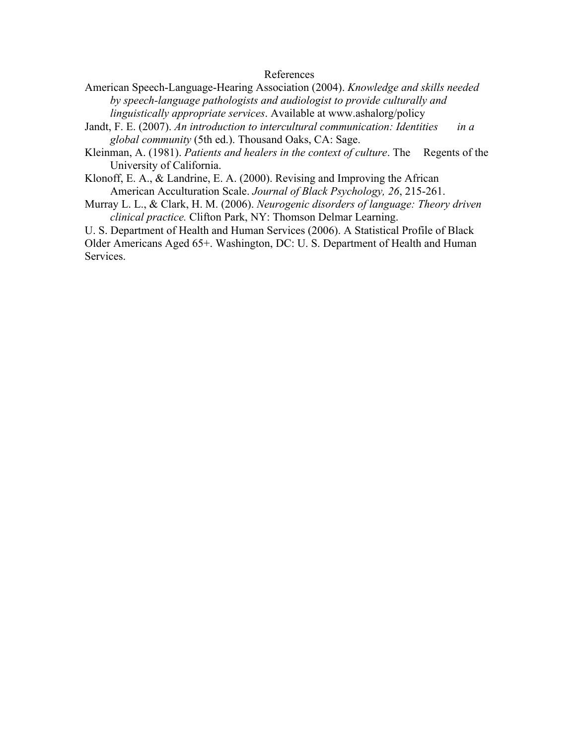References

American Speech-Language-Hearing Association (2004). *Knowledge and skills needed by speech-language pathologists and audiologist to provide culturally and linguistically appropriate services*. Available at www.ashalorg/policy

Jandt, F. E. (2007). *An introduction to intercultural communication: Identities in a global community* (5th ed.). Thousand Oaks, CA: Sage.

Kleinman, A. (1981). *Patients and healers in the context of culture*. The Regents of the University of California.

Klonoff, E. A., & Landrine, E. A. (2000). Revising and Improving the African American Acculturation Scale. *Journal of Black Psychology, 26*, 215-261.

Murray L. L., & Clark, H. M. (2006). *Neurogenic disorders of language: Theory driven clinical practice.* Clifton Park, NY: Thomson Delmar Learning.

U. S. Department of Health and Human Services (2006). A Statistical Profile of Black Older Americans Aged 65+. Washington, DC: U. S. Department of Health and Human Services.